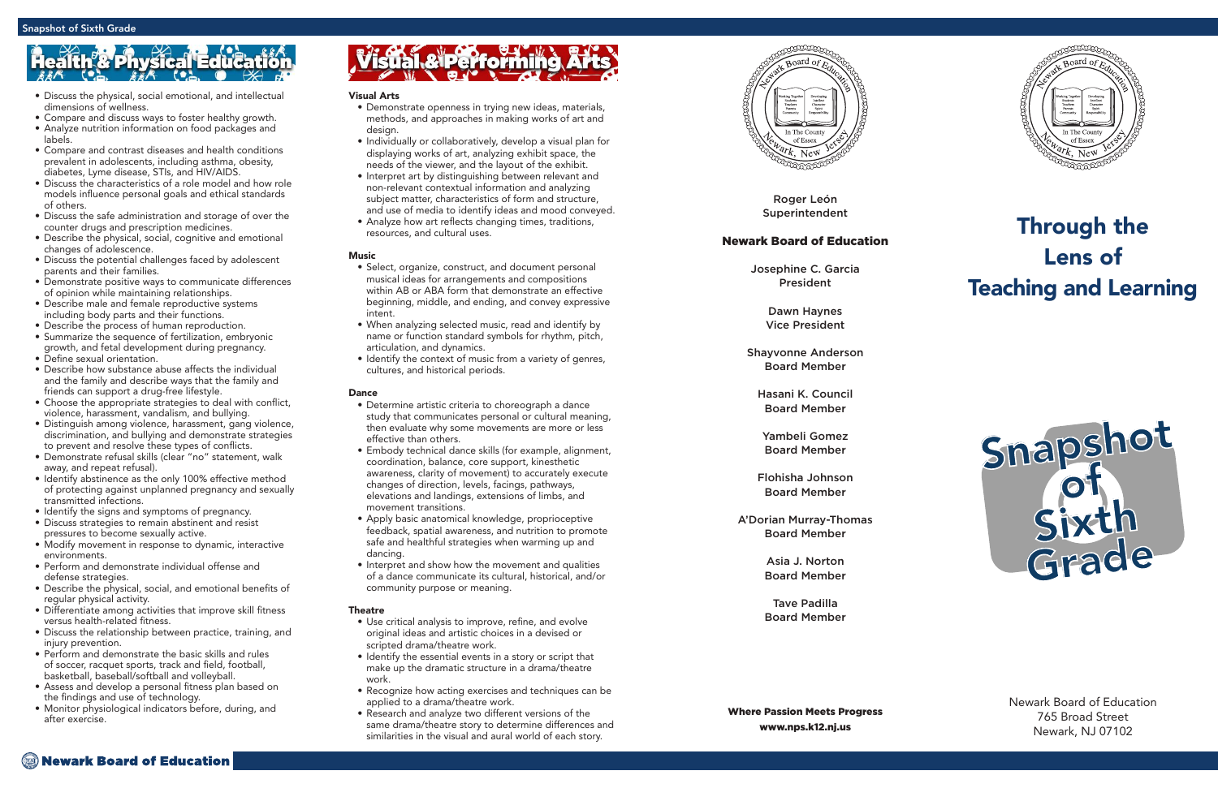## Health & Physical Education

- Discuss the physical, social emotional, and intellectual dimensions of wellness.
- Compare and discuss ways to foster healthy growth.
- Analyze nutrition information on food packages and labels.
- Compare and contrast diseases and health conditions prevalent in adolescents, including asthma, obesity, diabetes, Lyme disease, STIs, and HIV/AIDS.
- Discuss the characteristics of a role model and how role models influence personal goals and ethical standards of others.
- Discuss the safe administration and storage of over the counter drugs and prescription medicines.
- Describe the physical, social, cognitive and emotional changes of adolescence.
- Discuss the potential challenges faced by adolescent parents and their families.
- Demonstrate positive ways to communicate differences of opinion while maintaining relationships.
- Describe male and female reproductive systems including body parts and their functions.
- Describe the process of human reproduction.
- Summarize the sequence of fertilization, embryonic growth, and fetal development during pregnancy.
- Define sexual orientation.
- Describe how substance abuse affects the individual and the family and describe ways that the family and friends can support a drug-free lifestyle.
- Choose the appropriate strategies to deal with conflict, violence, harassment, vandalism, and bullying.
- Distinguish among violence, harassment, gang violence, discrimination, and bullying and demonstrate strategies to prevent and resolve these types of conflicts.
- Demonstrate refusal skills (clear "no" statement, walk away, and repeat refusal).
- Identify abstinence as the only 100% effective method of protecting against unplanned pregnancy and sexually transmitted infections.
- Identify the signs and symptoms of pregnancy.
- Discuss strategies to remain abstinent and resist pressures to become sexually active.
- Modify movement in response to dynamic, interactive environments.
- Perform and demonstrate individual offense and defense strategies.
- Describe the physical, social, and emotional benefits of regular physical activity.
- Differentiate among activities that improve skill fitness versus health-related fitness.
- Discuss the relationship between practice, training, and injury prevention.
- Perform and demonstrate the basic skills and rules of soccer, racquet sports, track and field, football, basketball, baseball/softball and volleyball.
- Assess and develop a personal fitness plan based on the findings and use of technology.
- Monitor physiological indicators before, during, and after exercise.

## Visual & Performing Arts

### Visual Arts

- Demonstrate openness in trying new ideas, materials, methods, and approaches in making works of art and design.
- Individually or collaboratively, develop a visual plan for displaying works of art, analyzing exhibit space, the needs of the viewer, and the layout of the exhibit.
- Interpret art by distinguishing between relevant and non-relevant contextual information and analyzing subject matter, characteristics of form and structure, and use of media to identify ideas and mood conveyed.
- Analyze how art reflects changing times, traditions, resources, and cultural uses.

### Music

- Select, organize, construct, and document personal musical ideas for arrangements and compositions within AB or ABA form that demonstrate an effective beginning, middle, and ending, and convey expressive intent.
- When analyzing selected music, read and identify by name or function standard symbols for rhythm, pitch, articulation, and dynamics.
- Identify the context of music from a variety of genres, cultures, and historical periods.

### Dance

- Determine artistic criteria to choreograph a dance study that communicates personal or cultural meaning, then evaluate why some movements are more or less effective than others.
- Embody technical dance skills (for example, alignment, coordination, balance, core support, kinesthetic awareness, clarity of movement) to accurately execute changes of direction, levels, facings, pathways, elevations and landings, extensions of limbs, and movement transitions.
- Apply basic anatomical knowledge, proprioceptive feedback, spatial awareness, and nutrition to promote safe and healthful strategies when warming up and dancing.
- Interpret and show how the movement and qualities of a dance communicate its cultural, historical, and/or community purpose or meaning.

### Theatre

- Use critical analysis to improve, refine, and evolve original ideas and artistic choices in a devised or scripted drama/theatre work.
- Identify the essential events in a story or script that make up the dramatic structure in a drama/theatre work.
- Recognize how acting exercises and techniques can be applied to a drama/theatre work.
- Research and analyze two different versions of the same drama/theatre story to determine differences and similarities in the visual and aural world of each story.

---

Roger León
Superintendent

### Newark Board of Education

Josephine C. Garcia
President

Dawn Haynes
Vice President

Shayvonne Anderson
Board Member

Hasani K. Council
Board Member

Yambeli Gomez
Board Member

Flohisha Johnson
Board Member

A'Dorian Murray-Thomas
Board Member

Asia J. Norton
Board Member

Tave Padilla
Board Member

**Where Passion Meets Progress**
**www.nps.k12.nj.us**

---

# Through the Lens of Teaching and Learning

# Snapshot of Sixth Grade

Newark Board of Education
765 Broad Street
Newark, NJ 07102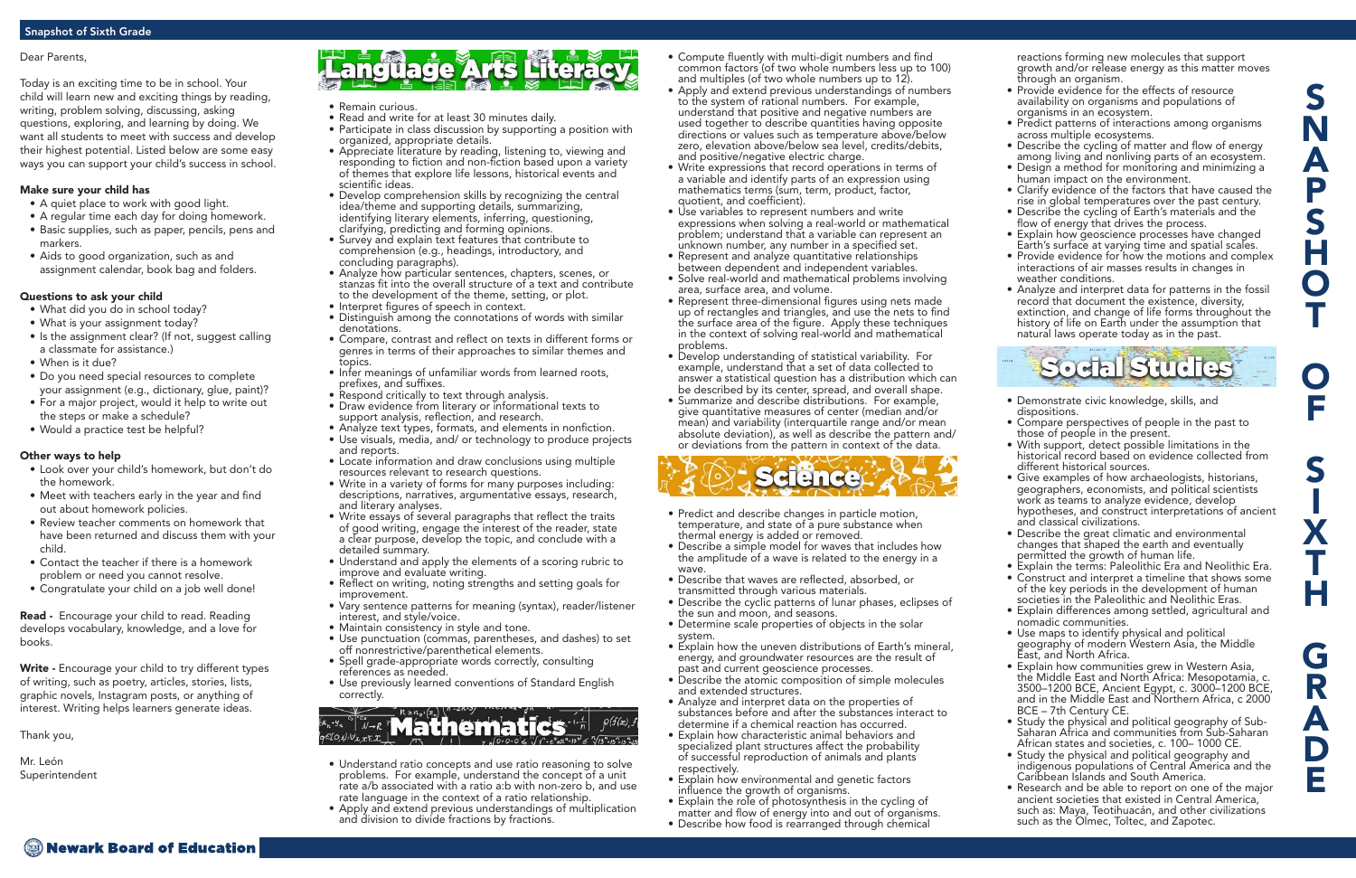## Snapshot of Sixth Grade

Dear Parents,

Today is an exciting time to be in school. Your child will learn new and exciting things by reading, writing, problem solving, discussing, asking questions, exploring, and learning by doing. We want all students to meet with success and develop their highest potential. Listed below are some easy ways you can support your child's success in school.

### Make sure your child has

- A quiet place to work with good light.
- A regular time each day for doing homework.
- Basic supplies, such as paper, pencils, pens and markers.
- Aids to good organization, such as and assignment calendar, book bag and folders.

### Questions to ask your child

- What did you do in school today?
- What is your assignment today?
- Is the assignment clear? (If not, suggest calling a classmate for assistance.)
- When is it due?
- Do you need special resources to complete your assignment (e.g., dictionary, glue, paint)?
- For a major project, would it help to write out the steps or make a schedule?
- Would a practice test be helpful?

### Other ways to help

- Look over your child's homework, but don't do the homework.
- Meet with teachers early in the year and find out about homework policies.
- Review teacher comments on homework that have been returned and discuss them with your child.
- Contact the teacher if there is a homework problem or need you cannot resolve.
- Congratulate your child on a job well done!

**Read -** Encourage your child to read. Reading develops vocabulary, knowledge, and a love for books.

**Write -** Encourage your child to try different types of writing, such as poetry, articles, stories, lists, graphic novels, Instagram posts, or anything of interest. Writing helps learners generate ideas.

Thank you,

Mr. León
Superintendent

## Language Arts Literacy

- Remain curious.
- Read and write for at least 30 minutes daily.
- Participate in class discussion by supporting a position with organized, appropriate details.
- Appreciate literature by reading, listening to, viewing and responding to fiction and non-fiction based upon a variety of themes that explore life lessons, historical events and scientific ideas.
- Develop comprehension skills by recognizing the central idea/theme and supporting details, summarizing, identifying literary elements, inferring, questioning, clarifying, predicting and forming opinions.
- Survey and explain text features that contribute to comprehension (e.g., headings, introductory, and concluding paragraphs).
- Analyze how particular sentences, chapters, scenes, or stanzas fit into the overall structure of a text and contribute to the development of the theme, setting, or plot.
- Interpret figures of speech in context.
- Distinguish among the connotations of words with similar denotations.
- Compare, contrast and reflect on texts in different forms or genres in terms of their approaches to similar themes and topics.
- Infer meanings of unfamiliar words from learned roots, prefixes, and suffixes.
- Respond critically to text through analysis.
- Draw evidence from literary or informational texts to support analysis, reflection, and research.
- Analyze text types, formats, and elements in nonfiction.
- Use visuals, media, and/ or technology to produce projects and reports.
- Locate information and draw conclusions using multiple resources relevant to research questions.
- Write in a variety of forms for many purposes including: descriptions, narratives, argumentative essays, research, and literary analyses.
- Write essays of several paragraphs that reflect the traits of good writing, engage the interest of the reader, state a clear purpose, develop the topic, and conclude with a detailed summary.
- Understand and apply the elements of a scoring rubric to improve and evaluate writing.
- Reflect on writing, noting strengths and setting goals for improvement.
- Vary sentence patterns for meaning (syntax), reader/listener interest, and style/voice.
- Maintain consistency in style and tone.
- Use punctuation (commas, parentheses, and dashes) to set off nonrestrictive/parenthetical elements.
- Spell grade-appropriate words correctly, consulting references as needed.
- Use previously learned conventions of Standard English correctly.

## Mathematics

- Understand ratio concepts and use ratio reasoning to solve problems. For example, understand the concept of a unit rate a/b associated with a ratio a:b with non-zero b, and use rate language in the context of a ratio relationship.
- Apply and extend previous understandings of multiplication and division to divide fractions by fractions.
- Compute fluently with multi-digit numbers and find common factors (of two whole numbers less up to 100) and multiples (of two whole numbers up to 12).
- Apply and extend previous understandings of numbers to the system of rational numbers. For example, understand that positive and negative numbers are used together to describe quantities having opposite directions or values such as temperature above/below zero, elevation above/below sea level, credits/debits, and positive/negative electric charge.
- Write expressions that record operations in terms of a variable and identify parts of an expression using mathematics terms (sum, term, product, factor, quotient, and coefficient).
- Use variables to represent numbers and write expressions when solving a real-world or mathematical problem; understand that a variable can represent an unknown number, any number in a specified set.
- Represent and analyze quantitative relationships between dependent and independent variables.
- Solve real-world and mathematical problems involving area, surface area, and volume.
- Represent three-dimensional figures using nets made up of rectangles and triangles, and use the nets to find the surface area of the figure. Apply these techniques in the context of solving real-world and mathematical problems.
- Develop understanding of statistical variability. For example, understand that a set of data collected to answer a statistical question has a distribution which can be described by its center, spread, and overall shape.
- Summarize and describe distributions. For example, give quantitative measures of center (median and/or mean) and variability (interquartile range and/or mean absolute deviation), as well as describe the pattern and/ or deviations from the pattern in context of the data.

## Science

- Predict and describe changes in particle motion, temperature, and state of a pure substance when thermal energy is added or removed.
- Describe a simple model for waves that includes how the amplitude of a wave is related to the energy in a wave.
- Describe that waves are reflected, absorbed, or transmitted through various materials.
- Describe the cyclic patterns of lunar phases, eclipses of the sun and moon, and seasons.
- Determine scale properties of objects in the solar system.
- Explain how the uneven distributions of Earth's mineral, energy, and groundwater resources are the result of past and current geoscience processes.
- Describe the atomic composition of simple molecules and extended structures.
- Analyze and interpret data on the properties of substances before and after the substances interact to determine if a chemical reaction has occurred.
- Explain how characteristic animal behaviors and specialized plant structures affect the probability of successful reproduction of animals and plants respectively.
- Explain how environmental and genetic factors influence the growth of organisms.
- Explain the role of photosynthesis in the cycling of matter and flow of energy into and out of organisms.
- Describe how food is rearranged through chemical reactions forming new molecules that support growth and/or release energy as this matter moves through an organism.
- Provide evidence for the effects of resource availability on organisms and populations of organisms in an ecosystem.
- Predict patterns of interactions among organisms across multiple ecosystems.
- Describe the cycling of matter and flow of energy among living and nonliving parts of an ecosystem.
- Design a method for monitoring and minimizing a human impact on the environment.
- Clarify evidence of the factors that have caused the rise in global temperatures over the past century.
- Describe the cycling of Earth's materials and the flow of energy that drives the process.
- Explain how geoscience processes have changed Earth's surface at varying time and spatial scales.
- Provide evidence for how the motions and complex interactions of air masses results in changes in weather conditions.
- Analyze and interpret data for patterns in the fossil record that document the existence, diversity, extinction, and change of life forms throughout the history of life on Earth under the assumption that natural laws operate today as in the past.

## Social Studies

- Demonstrate civic knowledge, skills, and dispositions.
- Compare perspectives of people in the past to those of people in the present.
- With support, detect possible limitations in the historical record based on evidence collected from different historical sources.
- Give examples of how archaeologists, historians, geographers, economists, and political scientists work as teams to analyze evidence, develop hypotheses, and construct interpretations of ancient and classical civilizations.
- Describe the great climatic and environmental changes that shaped the earth and eventually permitted the growth of human life.
- Explain the terms: Paleolithic Era and Neolithic Era.
- Construct and interpret a timeline that shows some of the key periods in the development of human societies in the Paleolithic and Neolithic Eras.
- Explain differences among settled, agricultural and nomadic communities.
- Use maps to identify physical and political geography of modern Western Asia, the Middle East, and North Africa.
- Explain how communities grew in Western Asia, the Middle East and North Africa: Mesopotamia, c. 3500–1200 BCE, Ancient Egypt, c. 3000–1200 BCE, and in the Middle East and Northern Africa, c 2000 BCE – 7th Century CE.
- Study the physical and political geography of Sub-Saharan Africa and communities from Sub-Saharan African states and societies, c. 100– 1000 CE.
- Study the physical and political geography and indigenous populations of Central America and the Caribbean Islands and South America.
- Research and be able to report on one of the major ancient societies that existed in Central America, such as: Maya, Teotihuacán, and other civilizations such as the Olmec, Toltec, and Zapotec.

# SNAPSHOT OF SIXTH GRADE

Newark Board of Education